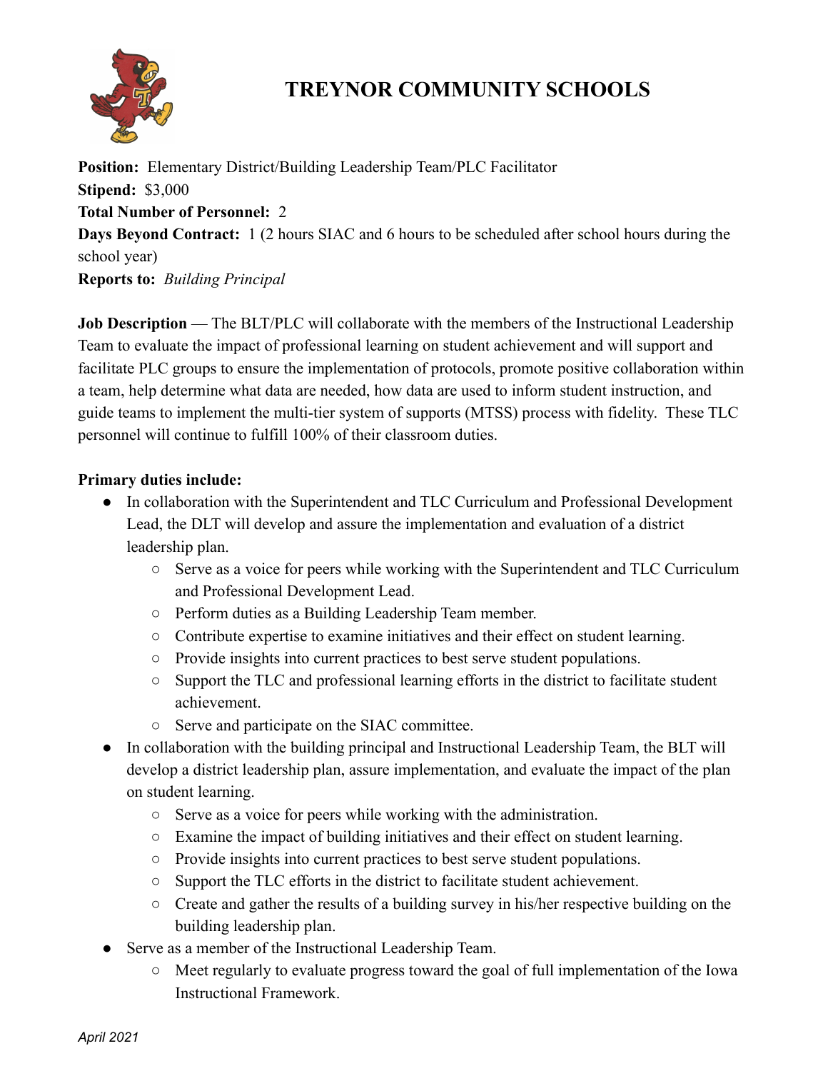# TREYNOR COMMUNITY SCHOOLS

**Position:** Elementary District/Building Leadership Team/PLC Facilitator
**Stipend:** $3,000
**Total Number of Personnel:** 2
**Days Beyond Contract:** 1 (2 hours SIAC and 6 hours to be scheduled after school hours during the school year)
**Reports to:** *Building Principal*

**Job Description** — The BLT/PLC will collaborate with the members of the Instructional Leadership Team to evaluate the impact of professional learning on student achievement and will support and facilitate PLC groups to ensure the implementation of protocols, promote positive collaboration within a team, help determine what data are needed, how data are used to inform student instruction, and guide teams to implement the multi-tier system of supports (MTSS) process with fidelity. These TLC personnel will continue to fulfill 100% of their classroom duties.

**Primary duties include:**

- In collaboration with the Superintendent and TLC Curriculum and Professional Development Lead, the DLT will develop and assure the implementation and evaluation of a district leadership plan.
  - Serve as a voice for peers while working with the Superintendent and TLC Curriculum and Professional Development Lead.
  - Perform duties as a Building Leadership Team member.
  - Contribute expertise to examine initiatives and their effect on student learning.
  - Provide insights into current practices to best serve student populations.
  - Support the TLC and professional learning efforts in the district to facilitate student achievement.
  - Serve and participate on the SIAC committee.
- In collaboration with the building principal and Instructional Leadership Team, the BLT will develop a district leadership plan, assure implementation, and evaluate the impact of the plan on student learning.
  - Serve as a voice for peers while working with the administration.
  - Examine the impact of building initiatives and their effect on student learning.
  - Provide insights into current practices to best serve student populations.
  - Support the TLC efforts in the district to facilitate student achievement.
  - Create and gather the results of a building survey in his/her respective building on the building leadership plan.
- Serve as a member of the Instructional Leadership Team.
  - Meet regularly to evaluate progress toward the goal of full implementation of the Iowa Instructional Framework.

*April 2021*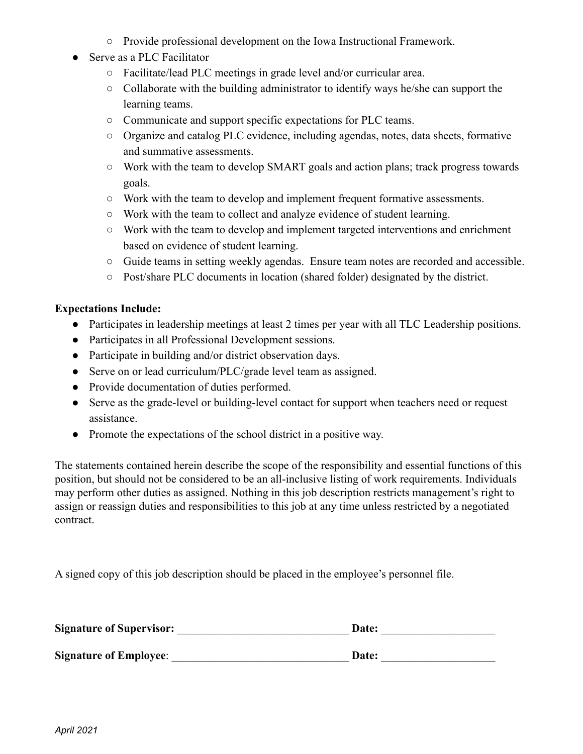- Provide professional development on the Iowa Instructional Framework.
- Serve as a PLC Facilitator
    - Facilitate/lead PLC meetings in grade level and/or curricular area.
    - Collaborate with the building administrator to identify ways he/she can support the learning teams.
    - Communicate and support specific expectations for PLC teams.
    - Organize and catalog PLC evidence, including agendas, notes, data sheets, formative and summative assessments.
    - Work with the team to develop SMART goals and action plans; track progress towards goals.
    - Work with the team to develop and implement frequent formative assessments.
    - Work with the team to collect and analyze evidence of student learning.
    - Work with the team to develop and implement targeted interventions and enrichment based on evidence of student learning.
    - Guide teams in setting weekly agendas. Ensure team notes are recorded and accessible.
    - Post/share PLC documents in location (shared folder) designated by the district.

**Expectations Include:**

- Participates in leadership meetings at least 2 times per year with all TLC Leadership positions.
- Participates in all Professional Development sessions.
- Participate in building and/or district observation days.
- Serve on or lead curriculum/PLC/grade level team as assigned.
- Provide documentation of duties performed.
- Serve as the grade-level or building-level contact for support when teachers need or request assistance.
- Promote the expectations of the school district in a positive way.

The statements contained herein describe the scope of the responsibility and essential functions of this position, but should not be considered to be an all-inclusive listing of work requirements. Individuals may perform other duties as assigned. Nothing in this job description restricts management's right to assign or reassign duties and responsibilities to this job at any time unless restricted by a negotiated contract.

A signed copy of this job description should be placed in the employee's personnel file.

**Signature of Supervisor:** ______________________________ **Date:** ____________________

**Signature of Employee**: ______________________________ **Date:** ____________________

*April 2021*